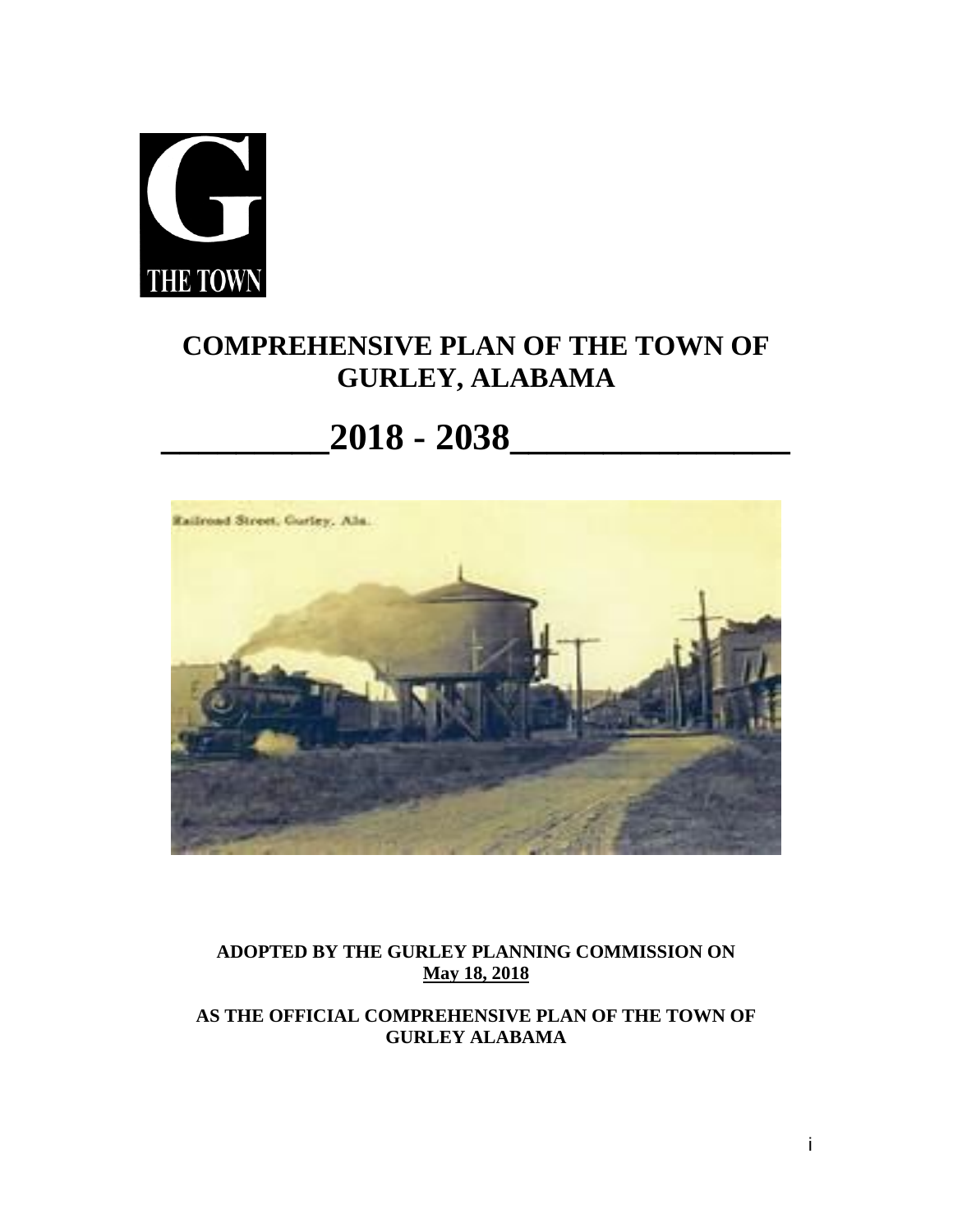G

THE TOWN

# COMPREHENSIVE PLAN OF THE TOWN OF GURLEY, ALABAMA

# 2018 - 2038

Railroad Street, Gurley, Ala.

**ADOPTED BY THE GURLEY PLANNING COMMISSION ON** **<u>May 18, 2018</u>**

**AS THE OFFICIAL COMPREHENSIVE PLAN OF THE TOWN OF GURLEY ALABAMA**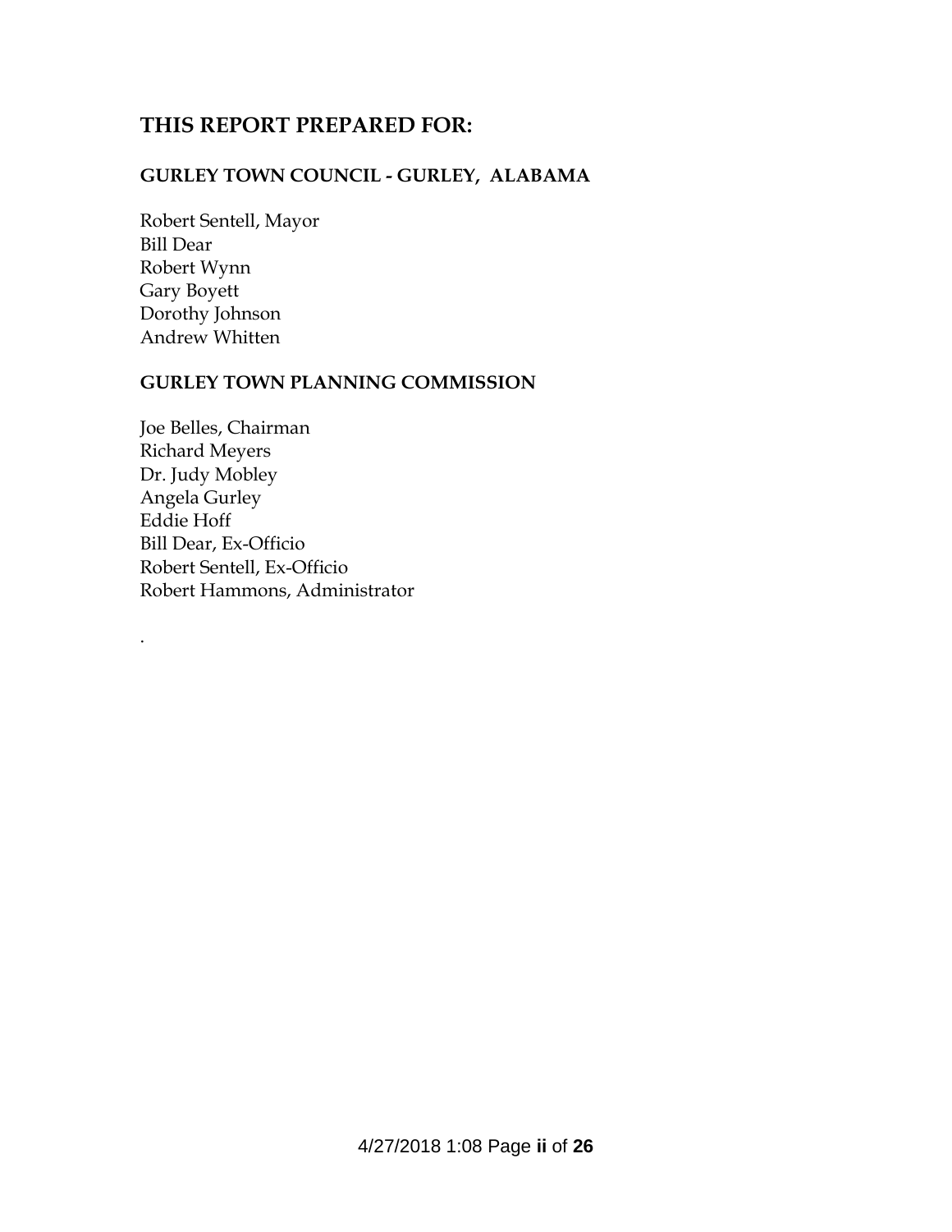## THIS REPORT PREPARED FOR:

### GURLEY TOWN COUNCIL - GURLEY, ALABAMA

Robert Sentell, Mayor
Bill Dear
Robert Wynn
Gary Boyett
Dorothy Johnson
Andrew Whitten

### GURLEY TOWN PLANNING COMMISSION

Joe Belles, Chairman
Richard Meyers
Dr. Judy Mobley
Angela Gurley
Eddie Hoff
Bill Dear, Ex-Officio
Robert Sentell, Ex-Officio
Robert Hammons, Administrator

.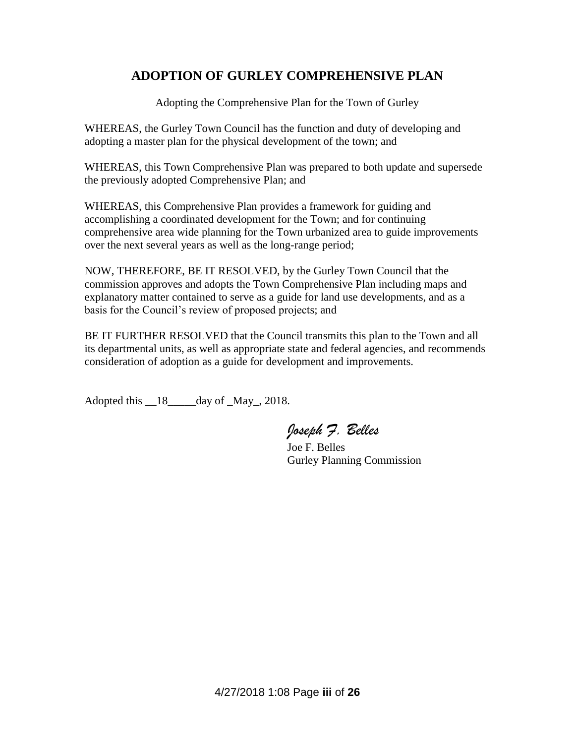## ADOPTION OF GURLEY COMPREHENSIVE PLAN

Adopting the Comprehensive Plan for the Town of Gurley

WHEREAS, the Gurley Town Council has the function and duty of developing and adopting a master plan for the physical development of the town; and

WHEREAS, this Town Comprehensive Plan was prepared to both update and supersede the previously adopted Comprehensive Plan; and

WHEREAS, this Comprehensive Plan provides a framework for guiding and accomplishing a coordinated development for the Town; and for continuing comprehensive area wide planning for the Town urbanized area to guide improvements over the next several years as well as the long-range period;

NOW, THEREFORE, BE IT RESOLVED, by the Gurley Town Council that the commission approves and adopts the Town Comprehensive Plan including maps and explanatory matter contained to serve as a guide for land use developments, and as a basis for the Council's review of proposed projects; and

BE IT FURTHER RESOLVED that the Council transmits this plan to the Town and all its departmental units, as well as appropriate state and federal agencies, and recommends consideration of adoption as a guide for development and improvements.

Adopted this __18_____day of _May_, 2018.

*Joseph F. Belles*

Joe F. Belles
Gurley Planning Commission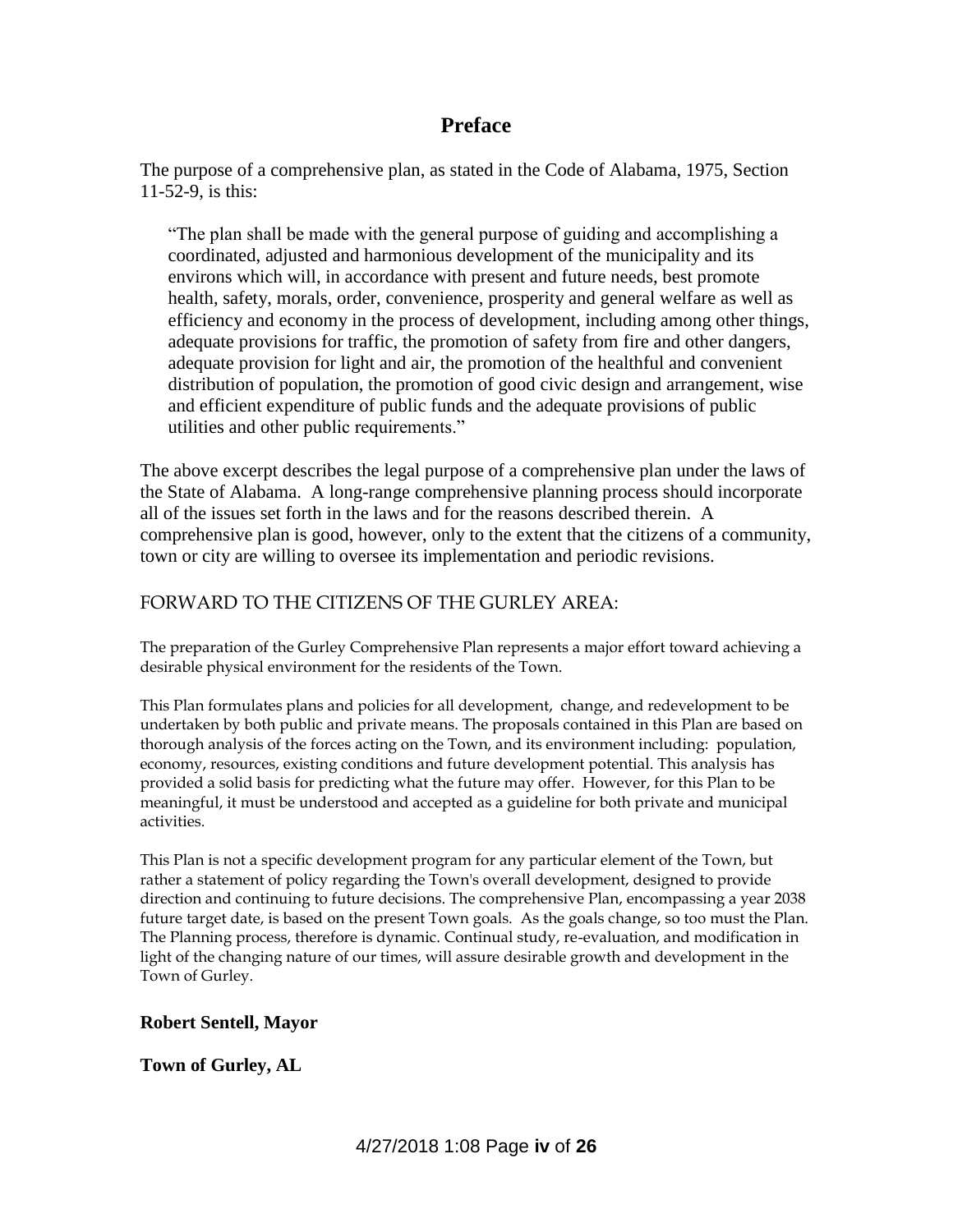## Preface

The purpose of a comprehensive plan, as stated in the Code of Alabama, 1975, Section 11-52-9, is this:

> "The plan shall be made with the general purpose of guiding and accomplishing a coordinated, adjusted and harmonious development of the municipality and its environs which will, in accordance with present and future needs, best promote health, safety, morals, order, convenience, prosperity and general welfare as well as efficiency and economy in the process of development, including among other things, adequate provisions for traffic, the promotion of safety from fire and other dangers, adequate provision for light and air, the promotion of the healthful and convenient distribution of population, the promotion of good civic design and arrangement, wise and efficient expenditure of public funds and the adequate provisions of public utilities and other public requirements."

The above excerpt describes the legal purpose of a comprehensive plan under the laws of the State of Alabama. A long-range comprehensive planning process should incorporate all of the issues set forth in the laws and for the reasons described therein. A comprehensive plan is good, however, only to the extent that the citizens of a community, town or city are willing to oversee its implementation and periodic revisions.

FORWARD TO THE CITIZENS OF THE GURLEY AREA:

The preparation of the Gurley Comprehensive Plan represents a major effort toward achieving a desirable physical environment for the residents of the Town.

This Plan formulates plans and policies for all development, change, and redevelopment to be undertaken by both public and private means. The proposals contained in this Plan are based on thorough analysis of the forces acting on the Town, and its environment including: population, economy, resources, existing conditions and future development potential. This analysis has provided a solid basis for predicting what the future may offer. However, for this Plan to be meaningful, it must be understood and accepted as a guideline for both private and municipal activities.

This Plan is not a specific development program for any particular element of the Town, but rather a statement of policy regarding the Town's overall development, designed to provide direction and continuing to future decisions. The comprehensive Plan, encompassing a year 2038 future target date, is based on the present Town goals. As the goals change, so too must the Plan. The Planning process, therefore is dynamic. Continual study, re-evaluation, and modification in light of the changing nature of our times, will assure desirable growth and development in the Town of Gurley.

**Robert Sentell, Mayor**

**Town of Gurley, AL**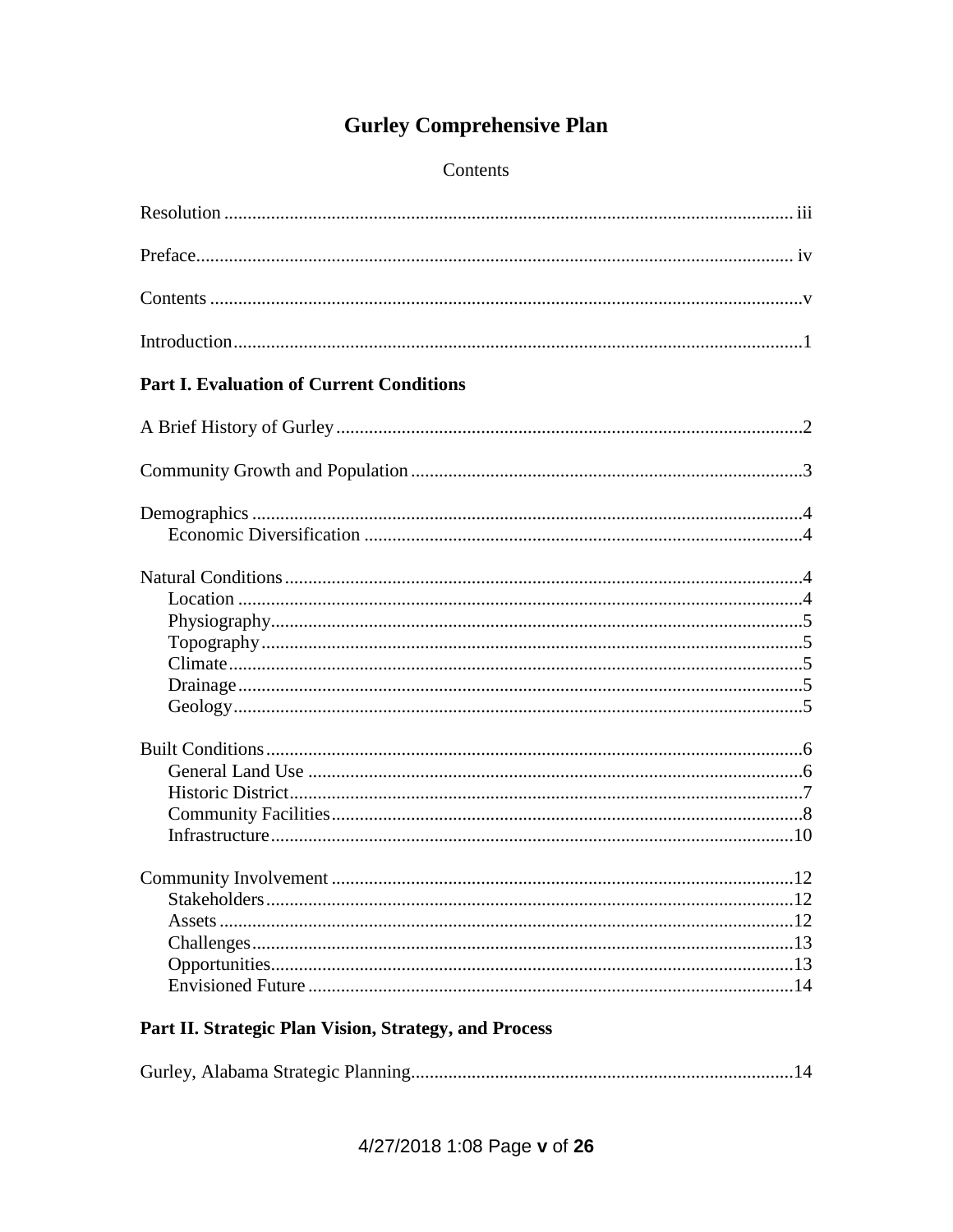# Gurley Comprehensive Plan

Contents

Resolution ........................................................................................................................ iii

Preface.............................................................................................................................. iv

Contents .............................................................................................................................v

Introduction.........................................................................................................................1

**Part I. Evaluation of Current Conditions**

A Brief History of Gurley...................................................................................................2

Community Growth and Population...................................................................................3

Demographics .....................................................................................................................4
- Economic Diversification .............................................................................................4

Natural Conditions..............................................................................................................4
- Location .......................................................................................................................4
- Physiography................................................................................................................5
- Topography..................................................................................................................5
- Climate.........................................................................................................................5
- Drainage.......................................................................................................................5
- Geology........................................................................................................................5

Built Conditions..................................................................................................................6
- General Land Use ........................................................................................................6
- Historic District............................................................................................................7
- Community Facilities...................................................................................................8
- Infrastructure...............................................................................................................10

Community Involvement ..................................................................................................12
- Stakeholders................................................................................................................12
- Assets ..........................................................................................................................12
- Challenges...................................................................................................................13
- Opportunities...............................................................................................................13
- Envisioned Future .......................................................................................................14

**Part II. Strategic Plan Vision, Strategy, and Process**

Gurley, Alabama Strategic Planning.................................................................................14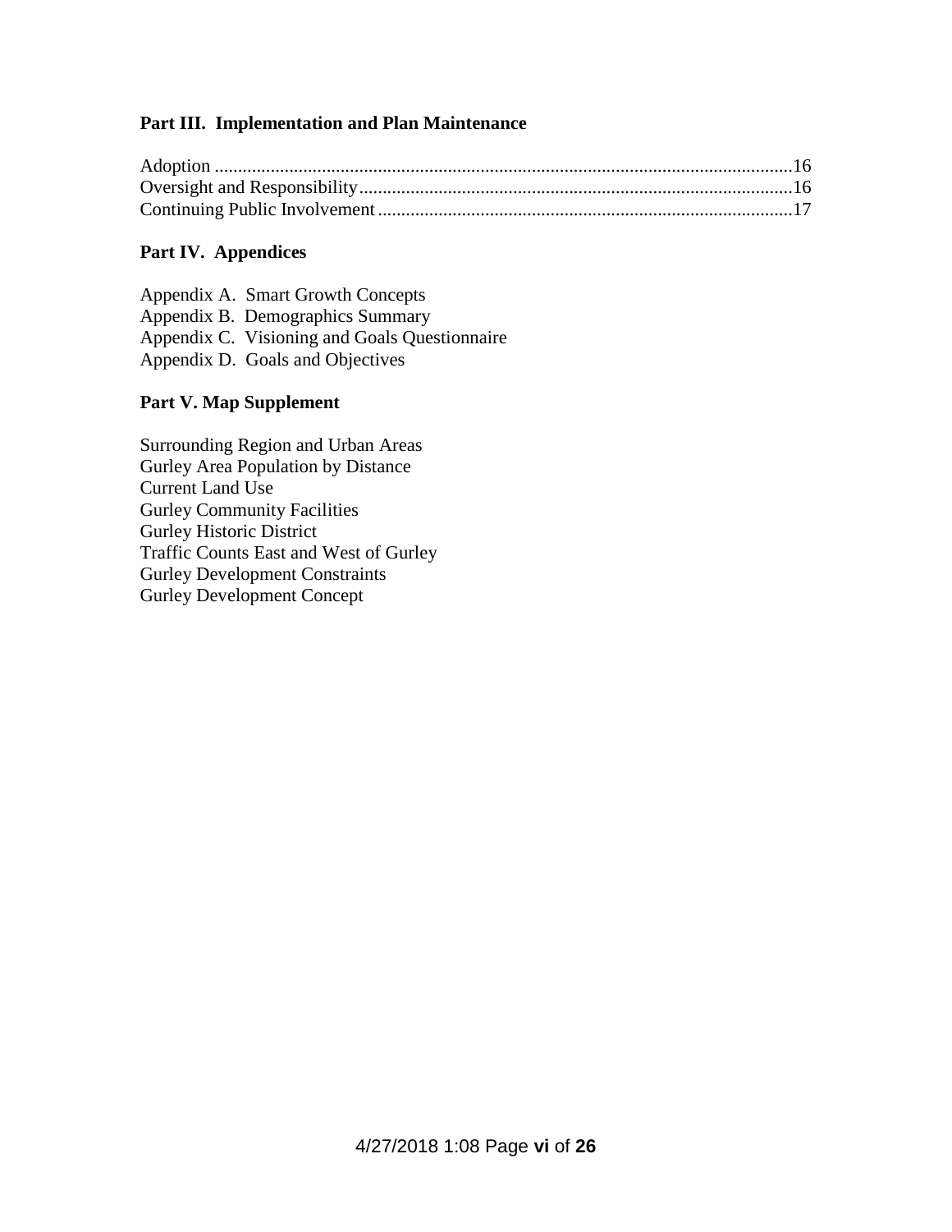**Part III. Implementation and Plan Maintenance**

Adoption ........................................................................................................................16
Oversight and Responsibility...........................................................................................16
Continuing Public Involvement........................................................................................17

**Part IV. Appendices**

Appendix A. Smart Growth Concepts
Appendix B. Demographics Summary
Appendix C. Visioning and Goals Questionnaire
Appendix D. Goals and Objectives

**Part V. Map Supplement**

Surrounding Region and Urban Areas
Gurley Area Population by Distance
Current Land Use
Gurley Community Facilities
Gurley Historic District
Traffic Counts East and West of Gurley
Gurley Development Constraints
Gurley Development Concept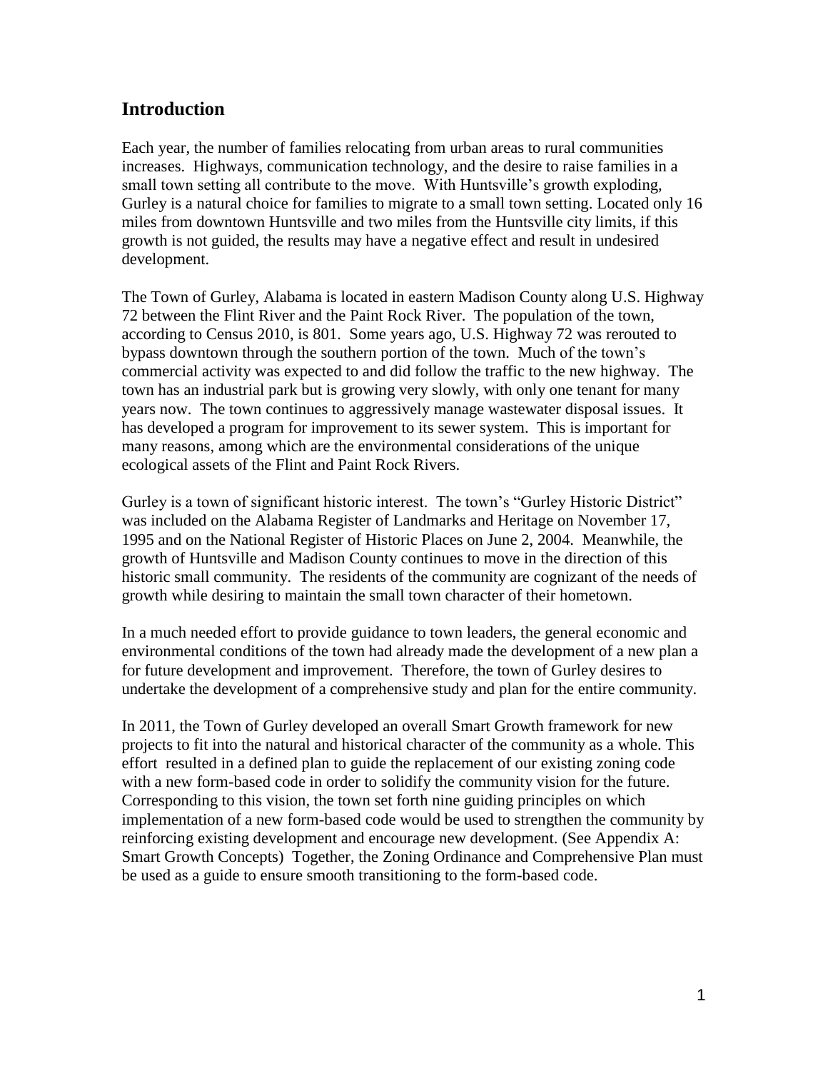## Introduction

Each year, the number of families relocating from urban areas to rural communities increases. Highways, communication technology, and the desire to raise families in a small town setting all contribute to the move. With Huntsville's growth exploding, Gurley is a natural choice for families to migrate to a small town setting. Located only 16 miles from downtown Huntsville and two miles from the Huntsville city limits, if this growth is not guided, the results may have a negative effect and result in undesired development.

The Town of Gurley, Alabama is located in eastern Madison County along U.S. Highway 72 between the Flint River and the Paint Rock River. The population of the town, according to Census 2010, is 801. Some years ago, U.S. Highway 72 was rerouted to bypass downtown through the southern portion of the town. Much of the town's commercial activity was expected to and did follow the traffic to the new highway. The town has an industrial park but is growing very slowly, with only one tenant for many years now. The town continues to aggressively manage wastewater disposal issues. It has developed a program for improvement to its sewer system. This is important for many reasons, among which are the environmental considerations of the unique ecological assets of the Flint and Paint Rock Rivers.

Gurley is a town of significant historic interest. The town's "Gurley Historic District" was included on the Alabama Register of Landmarks and Heritage on November 17, 1995 and on the National Register of Historic Places on June 2, 2004. Meanwhile, the growth of Huntsville and Madison County continues to move in the direction of this historic small community. The residents of the community are cognizant of the needs of growth while desiring to maintain the small town character of their hometown.

In a much needed effort to provide guidance to town leaders, the general economic and environmental conditions of the town had already made the development of a new plan a for future development and improvement. Therefore, the town of Gurley desires to undertake the development of a comprehensive study and plan for the entire community.

In 2011, the Town of Gurley developed an overall Smart Growth framework for new projects to fit into the natural and historical character of the community as a whole. This effort resulted in a defined plan to guide the replacement of our existing zoning code with a new form-based code in order to solidify the community vision for the future. Corresponding to this vision, the town set forth nine guiding principles on which implementation of a new form-based code would be used to strengthen the community by reinforcing existing development and encourage new development. (See Appendix A: Smart Growth Concepts) Together, the Zoning Ordinance and Comprehensive Plan must be used as a guide to ensure smooth transitioning to the form-based code.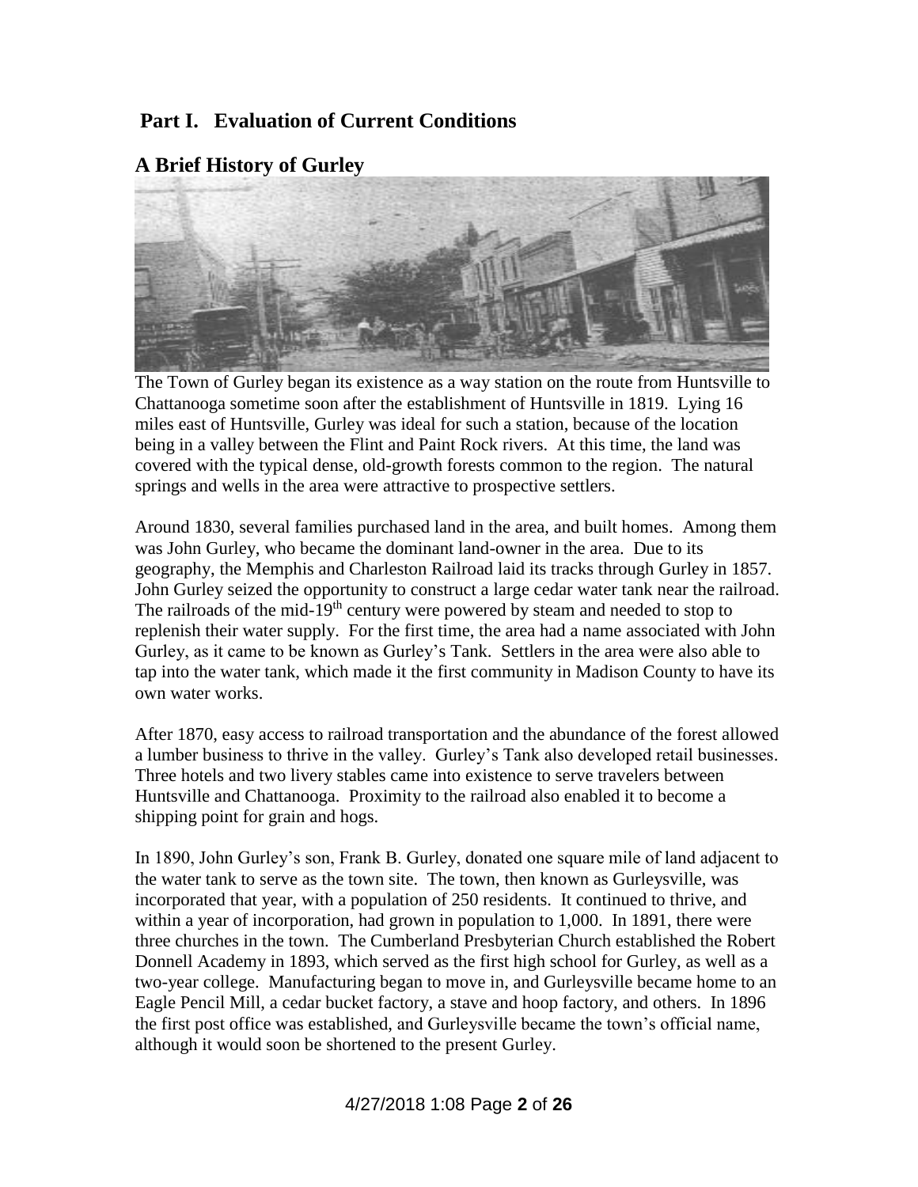# Part I. Evaluation of Current Conditions

## A Brief History of Gurley

The Town of Gurley began its existence as a way station on the route from Huntsville to Chattanooga sometime soon after the establishment of Huntsville in 1819. Lying 16 miles east of Huntsville, Gurley was ideal for such a station, because of the location being in a valley between the Flint and Paint Rock rivers. At this time, the land was covered with the typical dense, old-growth forests common to the region. The natural springs and wells in the area were attractive to prospective settlers.

Around 1830, several families purchased land in the area, and built homes. Among them was John Gurley, who became the dominant land-owner in the area. Due to its geography, the Memphis and Charleston Railroad laid its tracks through Gurley in 1857. John Gurley seized the opportunity to construct a large cedar water tank near the railroad. The railroads of the mid-19th century were powered by steam and needed to stop to replenish their water supply. For the first time, the area had a name associated with John Gurley, as it came to be known as Gurley's Tank. Settlers in the area were also able to tap into the water tank, which made it the first community in Madison County to have its own water works.

After 1870, easy access to railroad transportation and the abundance of the forest allowed a lumber business to thrive in the valley. Gurley's Tank also developed retail businesses. Three hotels and two livery stables came into existence to serve travelers between Huntsville and Chattanooga. Proximity to the railroad also enabled it to become a shipping point for grain and hogs.

In 1890, John Gurley's son, Frank B. Gurley, donated one square mile of land adjacent to the water tank to serve as the town site. The town, then known as Gurleysville, was incorporated that year, with a population of 250 residents. It continued to thrive, and within a year of incorporation, had grown in population to 1,000. In 1891, there were three churches in the town. The Cumberland Presbyterian Church established the Robert Donnell Academy in 1893, which served as the first high school for Gurley, as well as a two-year college. Manufacturing began to move in, and Gurleysville became home to an Eagle Pencil Mill, a cedar bucket factory, a stave and hoop factory, and others. In 1896 the first post office was established, and Gurleysville became the town's official name, although it would soon be shortened to the present Gurley.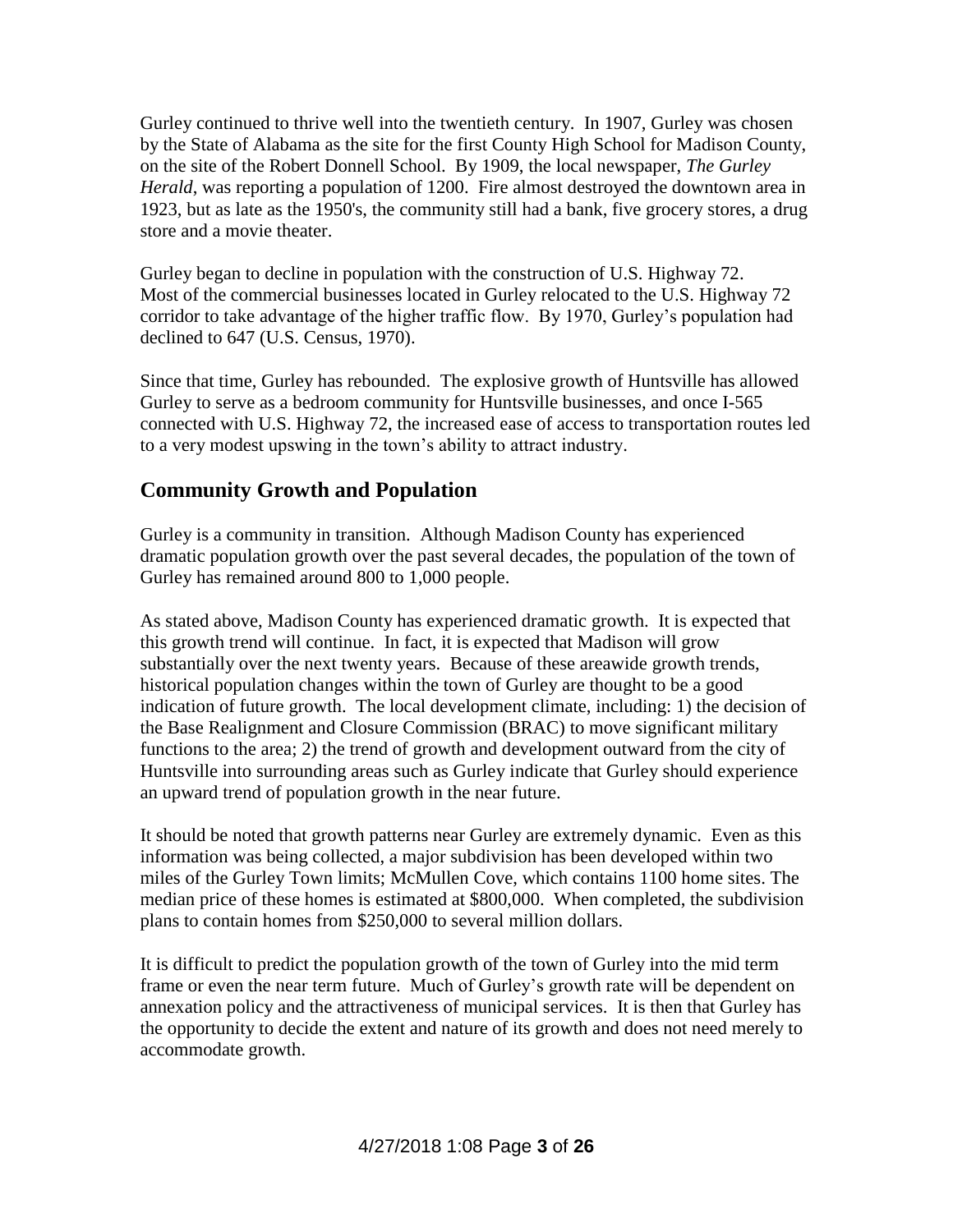Gurley continued to thrive well into the twentieth century. In 1907, Gurley was chosen by the State of Alabama as the site for the first County High School for Madison County, on the site of the Robert Donnell School. By 1909, the local newspaper, *The Gurley Herald*, was reporting a population of 1200. Fire almost destroyed the downtown area in 1923, but as late as the 1950's, the community still had a bank, five grocery stores, a drug store and a movie theater.

Gurley began to decline in population with the construction of U.S. Highway 72. Most of the commercial businesses located in Gurley relocated to the U.S. Highway 72 corridor to take advantage of the higher traffic flow. By 1970, Gurley's population had declined to 647 (U.S. Census, 1970).

Since that time, Gurley has rebounded. The explosive growth of Huntsville has allowed Gurley to serve as a bedroom community for Huntsville businesses, and once I-565 connected with U.S. Highway 72, the increased ease of access to transportation routes led to a very modest upswing in the town's ability to attract industry.

## Community Growth and Population

Gurley is a community in transition. Although Madison County has experienced dramatic population growth over the past several decades, the population of the town of Gurley has remained around 800 to 1,000 people.

As stated above, Madison County has experienced dramatic growth. It is expected that this growth trend will continue. In fact, it is expected that Madison will grow substantially over the next twenty years. Because of these areawide growth trends, historical population changes within the town of Gurley are thought to be a good indication of future growth. The local development climate, including: 1) the decision of the Base Realignment and Closure Commission (BRAC) to move significant military functions to the area; 2) the trend of growth and development outward from the city of Huntsville into surrounding areas such as Gurley indicate that Gurley should experience an upward trend of population growth in the near future.

It should be noted that growth patterns near Gurley are extremely dynamic. Even as this information was being collected, a major subdivision has been developed within two miles of the Gurley Town limits; McMullen Cove, which contains 1100 home sites. The median price of these homes is estimated at $800,000. When completed, the subdivision plans to contain homes from $250,000 to several million dollars.

It is difficult to predict the population growth of the town of Gurley into the mid term frame or even the near term future. Much of Gurley's growth rate will be dependent on annexation policy and the attractiveness of municipal services. It is then that Gurley has the opportunity to decide the extent and nature of its growth and does not need merely to accommodate growth.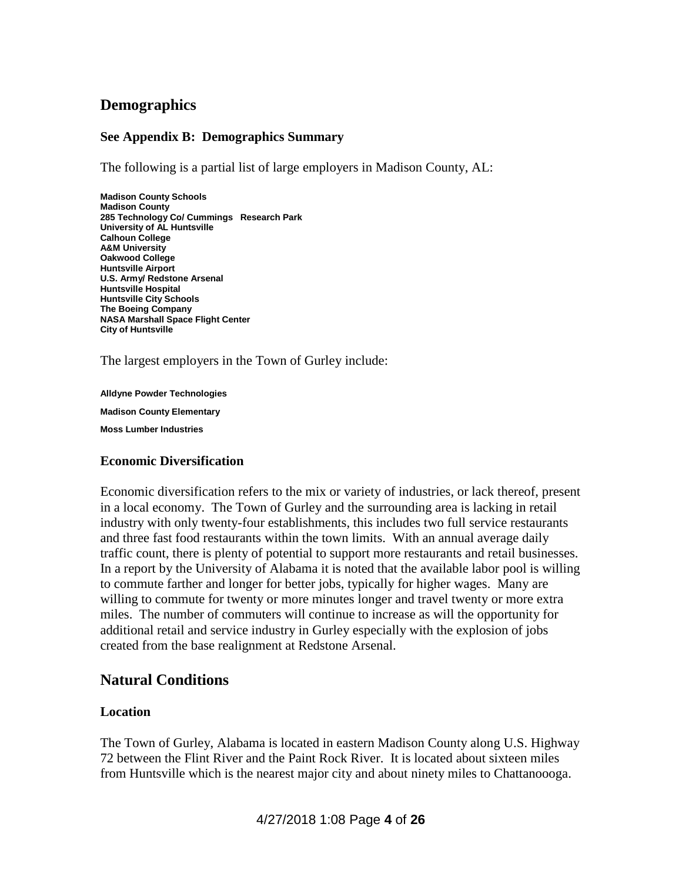## Demographics

### See Appendix B: Demographics Summary

The following is a partial list of large employers in Madison County, AL:

**Madison County Schools**
**Madison County**
**285 Technology Co/ Cummings Research Park**
**University of AL Huntsville**
**Calhoun College**
**A&M University**
**Oakwood College**
**Huntsville Airport**
**U.S. Army/ Redstone Arsenal**
**Huntsville Hospital**
**Huntsville City Schools**
**The Boeing Company**
**NASA Marshall Space Flight Center**
**City of Huntsville**

The largest employers in the Town of Gurley include:

**Alldyne Powder Technologies**

**Madison County Elementary**

**Moss Lumber Industries**

### Economic Diversification

Economic diversification refers to the mix or variety of industries, or lack thereof, present in a local economy. The Town of Gurley and the surrounding area is lacking in retail industry with only twenty-four establishments, this includes two full service restaurants and three fast food restaurants within the town limits. With an annual average daily traffic count, there is plenty of potential to support more restaurants and retail businesses. In a report by the University of Alabama it is noted that the available labor pool is willing to commute farther and longer for better jobs, typically for higher wages. Many are willing to commute for twenty or more minutes longer and travel twenty or more extra miles. The number of commuters will continue to increase as will the opportunity for additional retail and service industry in Gurley especially with the explosion of jobs created from the base realignment at Redstone Arsenal.

## Natural Conditions

### Location

The Town of Gurley, Alabama is located in eastern Madison County along U.S. Highway 72 between the Flint River and the Paint Rock River. It is located about sixteen miles from Huntsville which is the nearest major city and about ninety miles to Chattanoooga.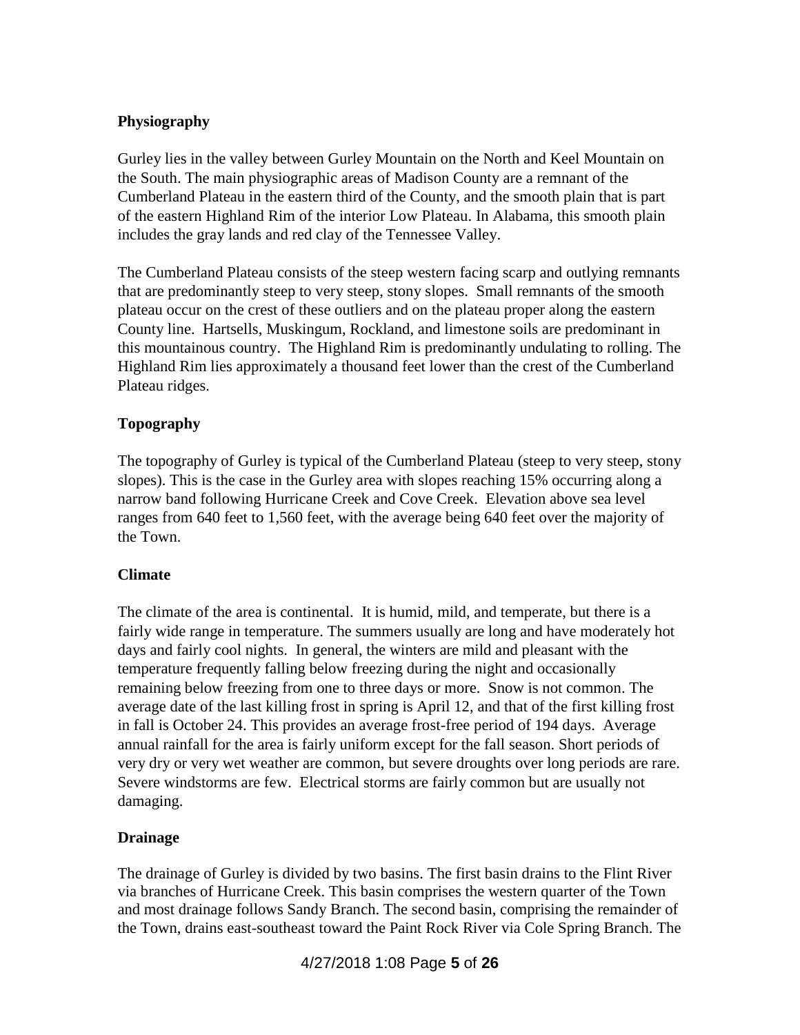## Physiography

Gurley lies in the valley between Gurley Mountain on the North and Keel Mountain on the South. The main physiographic areas of Madison County are a remnant of the Cumberland Plateau in the eastern third of the County, and the smooth plain that is part of the eastern Highland Rim of the interior Low Plateau. In Alabama, this smooth plain includes the gray lands and red clay of the Tennessee Valley.

The Cumberland Plateau consists of the steep western facing scarp and outlying remnants that are predominantly steep to very steep, stony slopes. Small remnants of the smooth plateau occur on the crest of these outliers and on the plateau proper along the eastern County line. Hartsells, Muskingum, Rockland, and limestone soils are predominant in this mountainous country. The Highland Rim is predominantly undulating to rolling. The Highland Rim lies approximately a thousand feet lower than the crest of the Cumberland Plateau ridges.

## Topography

The topography of Gurley is typical of the Cumberland Plateau (steep to very steep, stony slopes). This is the case in the Gurley area with slopes reaching 15% occurring along a narrow band following Hurricane Creek and Cove Creek. Elevation above sea level ranges from 640 feet to 1,560 feet, with the average being 640 feet over the majority of the Town.

## Climate

The climate of the area is continental. It is humid, mild, and temperate, but there is a fairly wide range in temperature. The summers usually are long and have moderately hot days and fairly cool nights. In general, the winters are mild and pleasant with the temperature frequently falling below freezing during the night and occasionally remaining below freezing from one to three days or more. Snow is not common. The average date of the last killing frost in spring is April 12, and that of the first killing frost in fall is October 24. This provides an average frost-free period of 194 days. Average annual rainfall for the area is fairly uniform except for the fall season. Short periods of very dry or very wet weather are common, but severe droughts over long periods are rare. Severe windstorms are few. Electrical storms are fairly common but are usually not damaging.

## Drainage

The drainage of Gurley is divided by two basins. The first basin drains to the Flint River via branches of Hurricane Creek. This basin comprises the western quarter of the Town and most drainage follows Sandy Branch. The second basin, comprising the remainder of the Town, drains east-southeast toward the Paint Rock River via Cole Spring Branch. The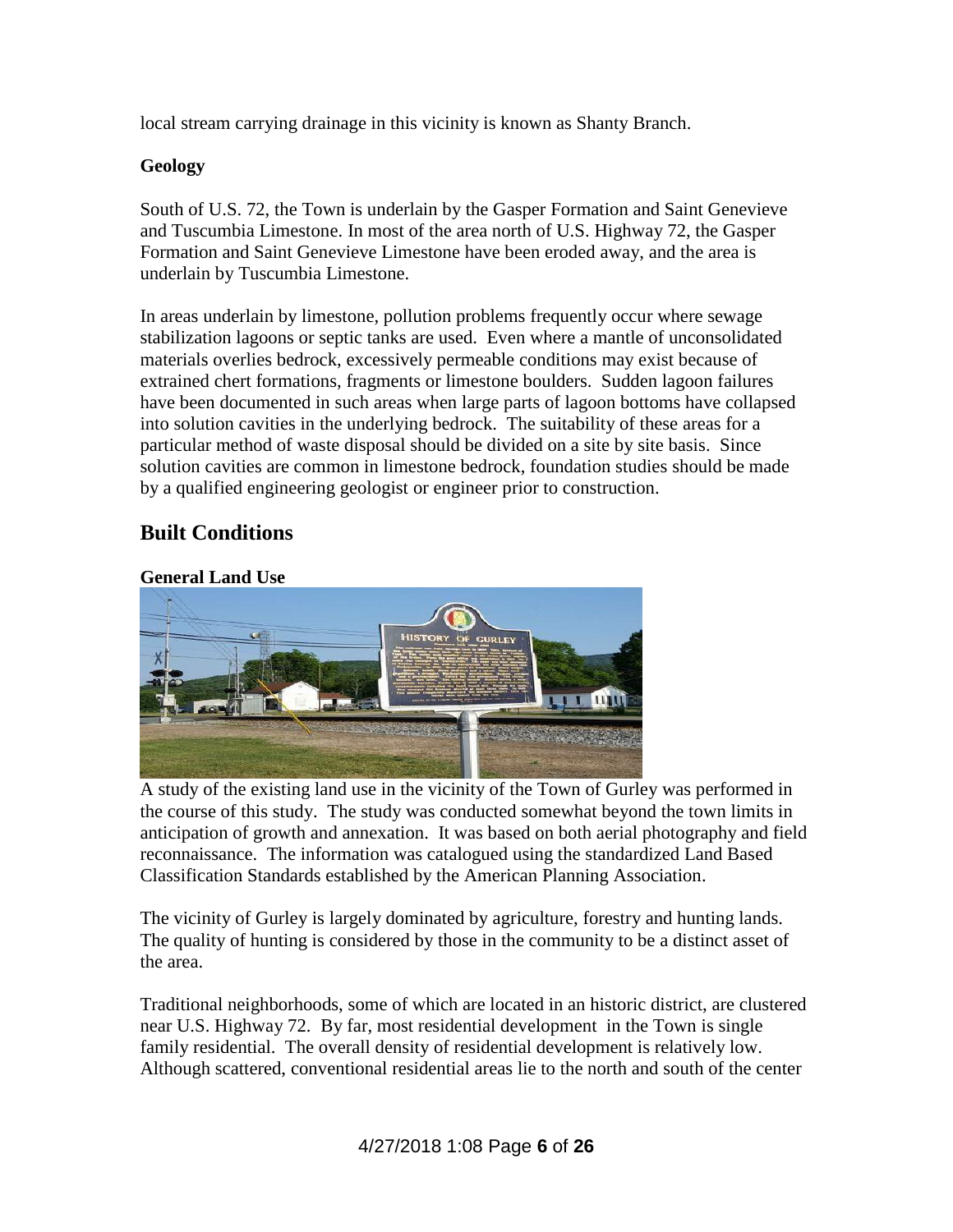local stream carrying drainage in this vicinity is known as Shanty Branch.

### Geology

South of U.S. 72, the Town is underlain by the Gasper Formation and Saint Genevieve and Tuscumbia Limestone. In most of the area north of U.S. Highway 72, the Gasper Formation and Saint Genevieve Limestone have been eroded away, and the area is underlain by Tuscumbia Limestone.

In areas underlain by limestone, pollution problems frequently occur where sewage stabilization lagoons or septic tanks are used. Even where a mantle of unconsolidated materials overlies bedrock, excessively permeable conditions may exist because of extrained chert formations, fragments or limestone boulders. Sudden lagoon failures have been documented in such areas when large parts of lagoon bottoms have collapsed into solution cavities in the underlying bedrock. The suitability of these areas for a particular method of waste disposal should be divided on a site by site basis. Since solution cavities are common in limestone bedrock, foundation studies should be made by a qualified engineering geologist or engineer prior to construction.

## Built Conditions

### General Land Use

A study of the existing land use in the vicinity of the Town of Gurley was performed in the course of this study. The study was conducted somewhat beyond the town limits in anticipation of growth and annexation. It was based on both aerial photography and field reconnaissance. The information was catalogued using the standardized Land Based Classification Standards established by the American Planning Association.

The vicinity of Gurley is largely dominated by agriculture, forestry and hunting lands. The quality of hunting is considered by those in the community to be a distinct asset of the area.

Traditional neighborhoods, some of which are located in an historic district, are clustered near U.S. Highway 72. By far, most residential development in the Town is single family residential. The overall density of residential development is relatively low. Although scattered, conventional residential areas lie to the north and south of the center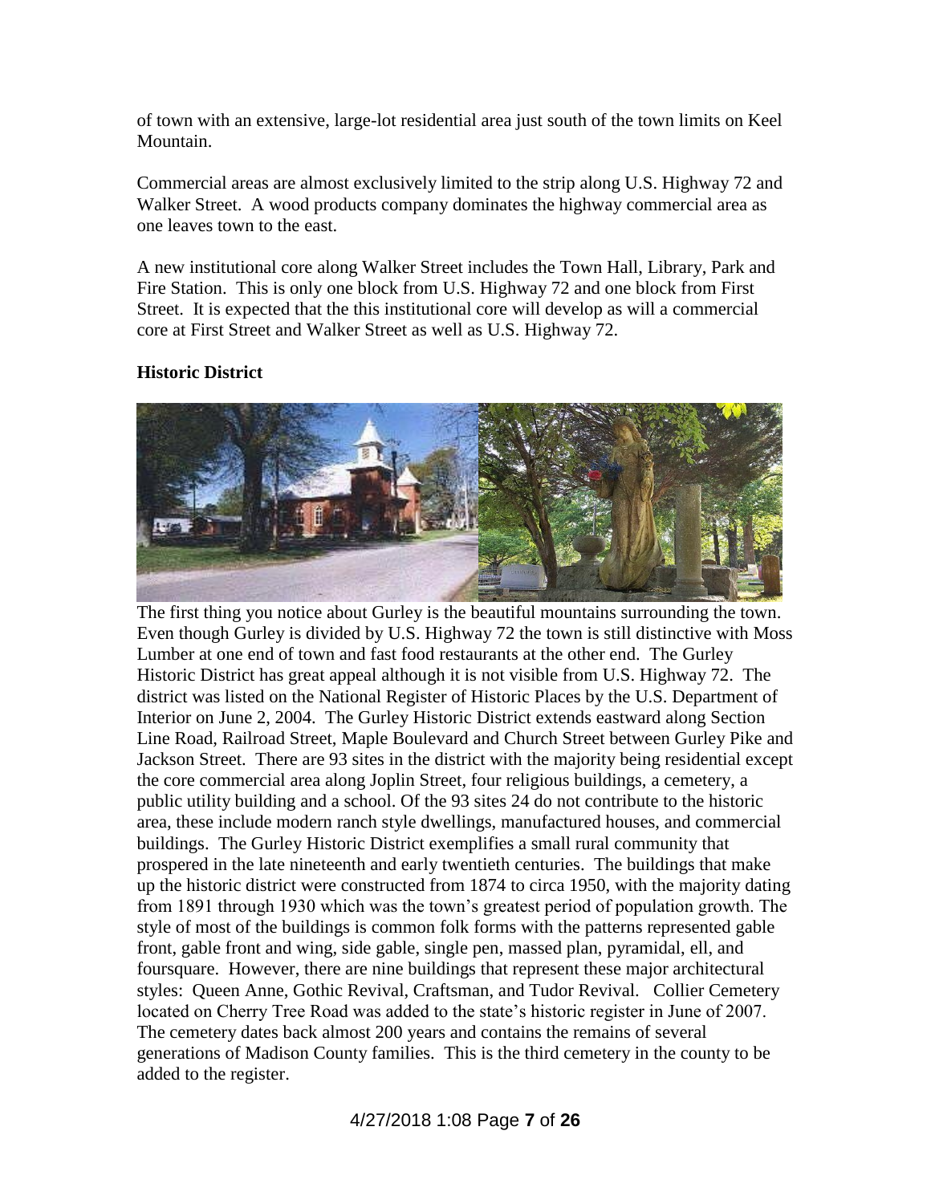of town with an extensive, large-lot residential area just south of the town limits on Keel Mountain.

Commercial areas are almost exclusively limited to the strip along U.S. Highway 72 and Walker Street. A wood products company dominates the highway commercial area as one leaves town to the east.

A new institutional core along Walker Street includes the Town Hall, Library, Park and Fire Station. This is only one block from U.S. Highway 72 and one block from First Street. It is expected that the this institutional core will develop as will a commercial core at First Street and Walker Street as well as U.S. Highway 72.

**Historic District**

The first thing you notice about Gurley is the beautiful mountains surrounding the town. Even though Gurley is divided by U.S. Highway 72 the town is still distinctive with Moss Lumber at one end of town and fast food restaurants at the other end. The Gurley Historic District has great appeal although it is not visible from U.S. Highway 72. The district was listed on the National Register of Historic Places by the U.S. Department of Interior on June 2, 2004. The Gurley Historic District extends eastward along Section Line Road, Railroad Street, Maple Boulevard and Church Street between Gurley Pike and Jackson Street. There are 93 sites in the district with the majority being residential except the core commercial area along Joplin Street, four religious buildings, a cemetery, a public utility building and a school. Of the 93 sites 24 do not contribute to the historic area, these include modern ranch style dwellings, manufactured houses, and commercial buildings. The Gurley Historic District exemplifies a small rural community that prospered in the late nineteenth and early twentieth centuries. The buildings that make up the historic district were constructed from 1874 to circa 1950, with the majority dating from 1891 through 1930 which was the town's greatest period of population growth. The style of most of the buildings is common folk forms with the patterns represented gable front, gable front and wing, side gable, single pen, massed plan, pyramidal, ell, and foursquare. However, there are nine buildings that represent these major architectural styles: Queen Anne, Gothic Revival, Craftsman, and Tudor Revival. Collier Cemetery located on Cherry Tree Road was added to the state's historic register in June of 2007. The cemetery dates back almost 200 years and contains the remains of several generations of Madison County families. This is the third cemetery in the county to be added to the register.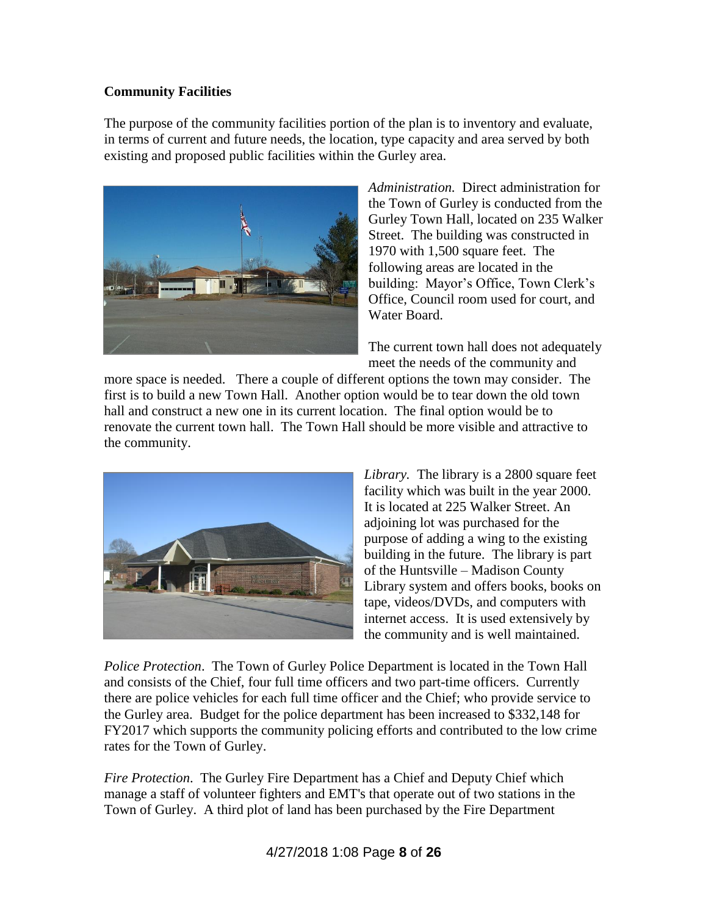**Community Facilities**

The purpose of the community facilities portion of the plan is to inventory and evaluate, in terms of current and future needs, the location, type capacity and area served by both existing and proposed public facilities within the Gurley area.

*Administration.* Direct administration for the Town of Gurley is conducted from the Gurley Town Hall, located on 235 Walker Street. The building was constructed in 1970 with 1,500 square feet. The following areas are located in the building: Mayor's Office, Town Clerk's Office, Council room used for court, and Water Board.

The current town hall does not adequately meet the needs of the community and more space is needed. There a couple of different options the town may consider. The first is to build a new Town Hall. Another option would be to tear down the old town hall and construct a new one in its current location. The final option would be to renovate the current town hall. The Town Hall should be more visible and attractive to the community.

*Library.* The library is a 2800 square feet facility which was built in the year 2000. It is located at 225 Walker Street. An adjoining lot was purchased for the purpose of adding a wing to the existing building in the future. The library is part of the Huntsville – Madison County Library system and offers books, books on tape, videos/DVDs, and computers with internet access. It is used extensively by the community and is well maintained.

*Police Protection*. The Town of Gurley Police Department is located in the Town Hall and consists of the Chief, four full time officers and two part-time officers. Currently there are police vehicles for each full time officer and the Chief; who provide service to the Gurley area. Budget for the police department has been increased to $332,148 for FY2017 which supports the community policing efforts and contributed to the low crime rates for the Town of Gurley.

*Fire Protection.* The Gurley Fire Department has a Chief and Deputy Chief which manage a staff of volunteer fighters and EMT's that operate out of two stations in the Town of Gurley. A third plot of land has been purchased by the Fire Department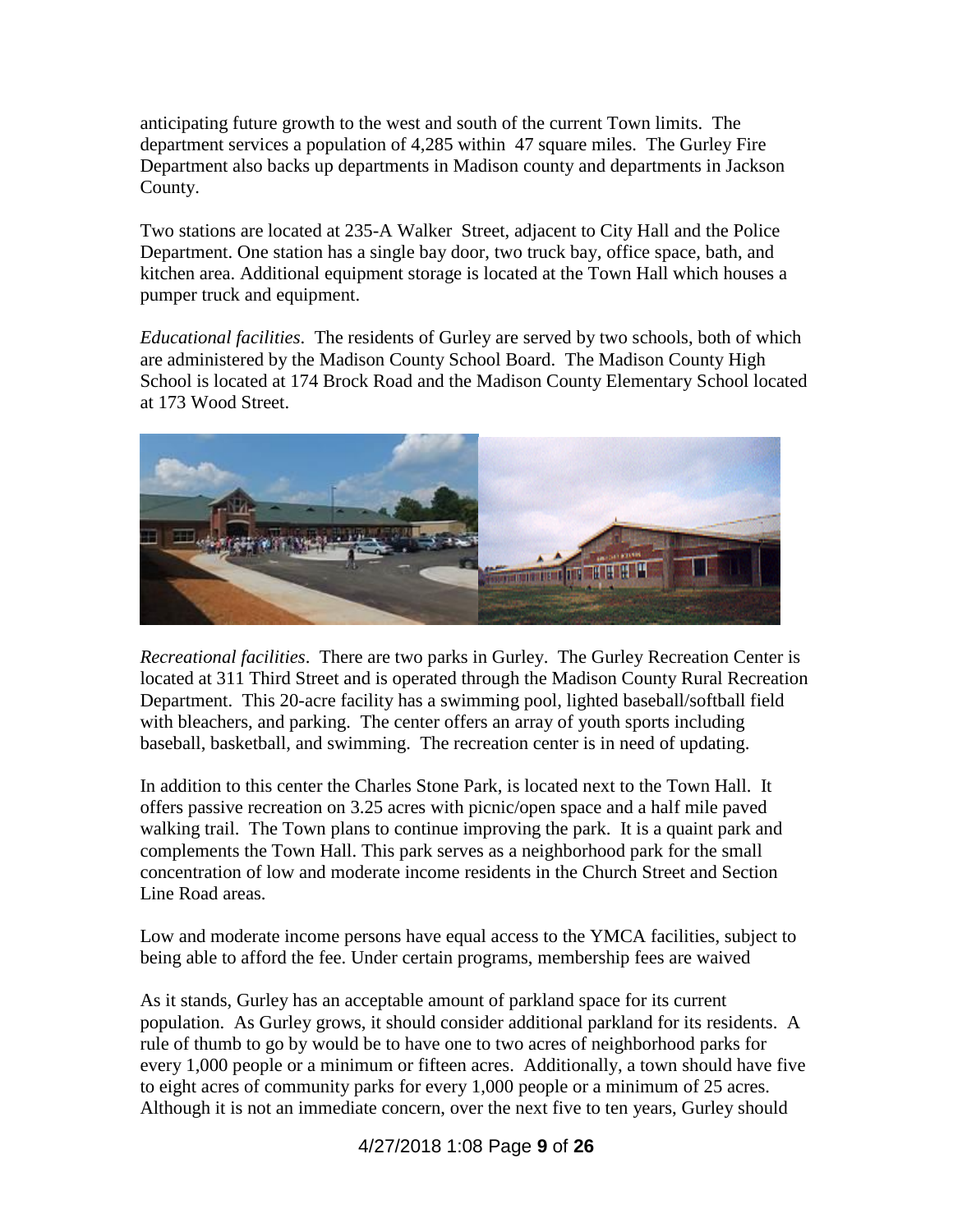anticipating future growth to the west and south of the current Town limits. The department services a population of 4,285 within 47 square miles. The Gurley Fire Department also backs up departments in Madison county and departments in Jackson County.

Two stations are located at 235-A Walker Street, adjacent to City Hall and the Police Department. One station has a single bay door, two truck bay, office space, bath, and kitchen area. Additional equipment storage is located at the Town Hall which houses a pumper truck and equipment.

*Educational facilities*. The residents of Gurley are served by two schools, both of which are administered by the Madison County School Board. The Madison County High School is located at 174 Brock Road and the Madison County Elementary School located at 173 Wood Street.

*Recreational facilities*. There are two parks in Gurley. The Gurley Recreation Center is located at 311 Third Street and is operated through the Madison County Rural Recreation Department. This 20-acre facility has a swimming pool, lighted baseball/softball field with bleachers, and parking. The center offers an array of youth sports including baseball, basketball, and swimming. The recreation center is in need of updating.

In addition to this center the Charles Stone Park, is located next to the Town Hall. It offers passive recreation on 3.25 acres with picnic/open space and a half mile paved walking trail. The Town plans to continue improving the park. It is a quaint park and complements the Town Hall. This park serves as a neighborhood park for the small concentration of low and moderate income residents in the Church Street and Section Line Road areas.

Low and moderate income persons have equal access to the YMCA facilities, subject to being able to afford the fee. Under certain programs, membership fees are waived

As it stands, Gurley has an acceptable amount of parkland space for its current population. As Gurley grows, it should consider additional parkland for its residents. A rule of thumb to go by would be to have one to two acres of neighborhood parks for every 1,000 people or a minimum or fifteen acres. Additionally, a town should have five to eight acres of community parks for every 1,000 people or a minimum of 25 acres. Although it is not an immediate concern, over the next five to ten years, Gurley should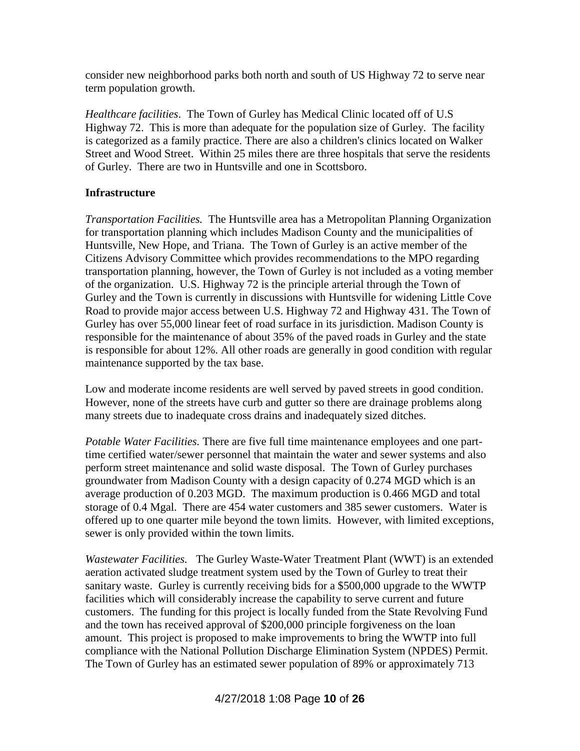consider new neighborhood parks both north and south of US Highway 72 to serve near term population growth.

*Healthcare facilities*. The Town of Gurley has Medical Clinic located off of U.S Highway 72. This is more than adequate for the population size of Gurley. The facility is categorized as a family practice. There are also a children's clinics located on Walker Street and Wood Street. Within 25 miles there are three hospitals that serve the residents of Gurley. There are two in Huntsville and one in Scottsboro.

**Infrastructure**

*Transportation Facilities.* The Huntsville area has a Metropolitan Planning Organization for transportation planning which includes Madison County and the municipalities of Huntsville, New Hope, and Triana. The Town of Gurley is an active member of the Citizens Advisory Committee which provides recommendations to the MPO regarding transportation planning, however, the Town of Gurley is not included as a voting member of the organization. U.S. Highway 72 is the principle arterial through the Town of Gurley and the Town is currently in discussions with Huntsville for widening Little Cove Road to provide major access between U.S. Highway 72 and Highway 431. The Town of Gurley has over 55,000 linear feet of road surface in its jurisdiction. Madison County is responsible for the maintenance of about 35% of the paved roads in Gurley and the state is responsible for about 12%. All other roads are generally in good condition with regular maintenance supported by the tax base.

Low and moderate income residents are well served by paved streets in good condition. However, none of the streets have curb and gutter so there are drainage problems along many streets due to inadequate cross drains and inadequately sized ditches.

*Potable Water Facilities.* There are five full time maintenance employees and one part-time certified water/sewer personnel that maintain the water and sewer systems and also perform street maintenance and solid waste disposal. The Town of Gurley purchases groundwater from Madison County with a design capacity of 0.274 MGD which is an average production of 0.203 MGD. The maximum production is 0.466 MGD and total storage of 0.4 Mgal. There are 454 water customers and 385 sewer customers. Water is offered up to one quarter mile beyond the town limits. However, with limited exceptions, sewer is only provided within the town limits.

*Wastewater Facilities.* The Gurley Waste-Water Treatment Plant (WWT) is an extended aeration activated sludge treatment system used by the Town of Gurley to treat their sanitary waste. Gurley is currently receiving bids for a $500,000 upgrade to the WWTP facilities which will considerably increase the capability to serve current and future customers. The funding for this project is locally funded from the State Revolving Fund and the town has received approval of $200,000 principle forgiveness on the loan amount. This project is proposed to make improvements to bring the WWTP into full compliance with the National Pollution Discharge Elimination System (NPDES) Permit. The Town of Gurley has an estimated sewer population of 89% or approximately 713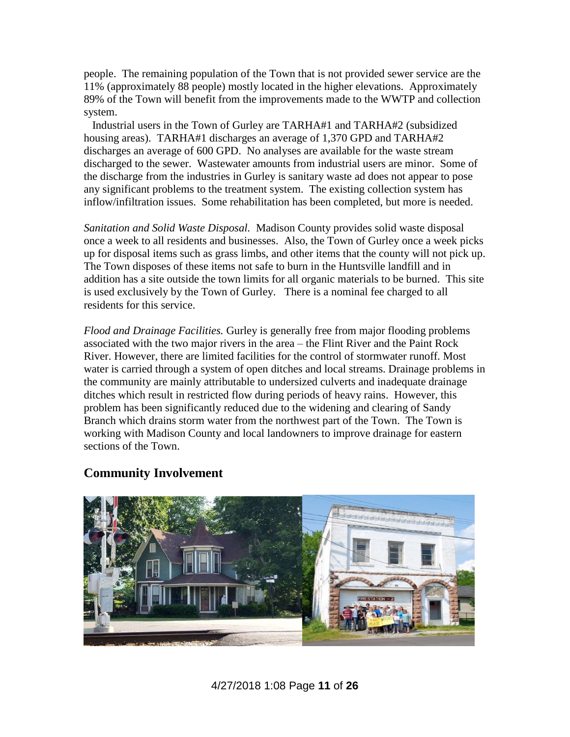people. The remaining population of the Town that is not provided sewer service are the 11% (approximately 88 people) mostly located in the higher elevations. Approximately 89% of the Town will benefit from the improvements made to the WWTP and collection system.

Industrial users in the Town of Gurley are TARHA#1 and TARHA#2 (subsidized housing areas). TARHA#1 discharges an average of 1,370 GPD and TARHA#2 discharges an average of 600 GPD. No analyses are available for the waste stream discharged to the sewer. Wastewater amounts from industrial users are minor. Some of the discharge from the industries in Gurley is sanitary waste ad does not appear to pose any significant problems to the treatment system. The existing collection system has inflow/infiltration issues. Some rehabilitation has been completed, but more is needed.

*Sanitation and Solid Waste Disposal.* Madison County provides solid waste disposal once a week to all residents and businesses. Also, the Town of Gurley once a week picks up for disposal items such as grass limbs, and other items that the county will not pick up. The Town disposes of these items not safe to burn in the Huntsville landfill and in addition has a site outside the town limits for all organic materials to be burned. This site is used exclusively by the Town of Gurley. There is a nominal fee charged to all residents for this service.

*Flood and Drainage Facilities.* Gurley is generally free from major flooding problems associated with the two major rivers in the area – the Flint River and the Paint Rock River. However, there are limited facilities for the control of stormwater runoff. Most water is carried through a system of open ditches and local streams. Drainage problems in the community are mainly attributable to undersized culverts and inadequate drainage ditches which result in restricted flow during periods of heavy rains. However, this problem has been significantly reduced due to the widening and clearing of Sandy Branch which drains storm water from the northwest part of the Town. The Town is working with Madison County and local landowners to improve drainage for eastern sections of the Town.

## Community Involvement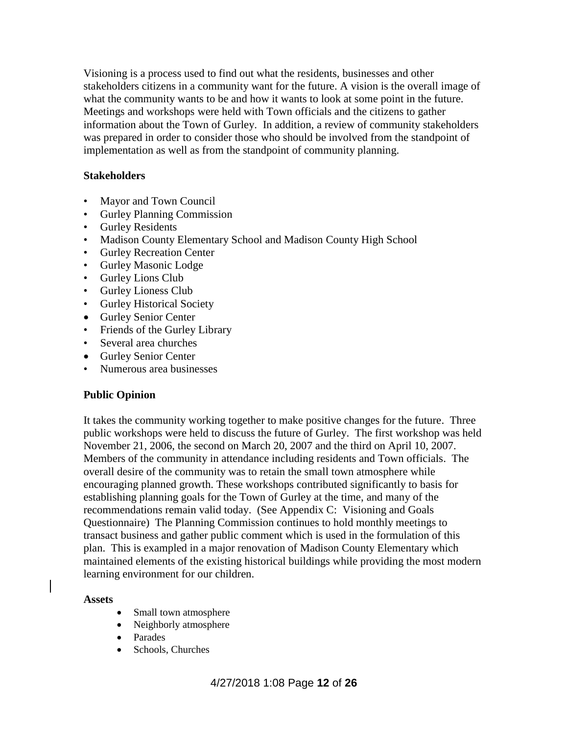Visioning is a process used to find out what the residents, businesses and other stakeholders citizens in a community want for the future. A vision is the overall image of what the community wants to be and how it wants to look at some point in the future. Meetings and workshops were held with Town officials and the citizens to gather information about the Town of Gurley. In addition, a review of community stakeholders was prepared in order to consider those who should be involved from the standpoint of implementation as well as from the standpoint of community planning.

**Stakeholders**

- Mayor and Town Council
- Gurley Planning Commission
- Gurley Residents
- Madison County Elementary School and Madison County High School
- Gurley Recreation Center
- Gurley Masonic Lodge
- Gurley Lions Club
- Gurley Lioness Club
- Gurley Historical Society
- Gurley Senior Center
- Friends of the Gurley Library
- Several area churches
- Gurley Senior Center
- Numerous area businesses

**Public Opinion**

It takes the community working together to make positive changes for the future. Three public workshops were held to discuss the future of Gurley. The first workshop was held November 21, 2006, the second on March 20, 2007 and the third on April 10, 2007. Members of the community in attendance including residents and Town officials. The overall desire of the community was to retain the small town atmosphere while encouraging planned growth. These workshops contributed significantly to basis for establishing planning goals for the Town of Gurley at the time, and many of the recommendations remain valid today. (See Appendix C: Visioning and Goals Questionnaire) The Planning Commission continues to hold monthly meetings to transact business and gather public comment which is used in the formulation of this plan. This is exampled in a major renovation of Madison County Elementary which maintained elements of the existing historical buildings while providing the most modern learning environment for our children.

**Assets**

- Small town atmosphere
- Neighborly atmosphere
- Parades
- Schools, Churches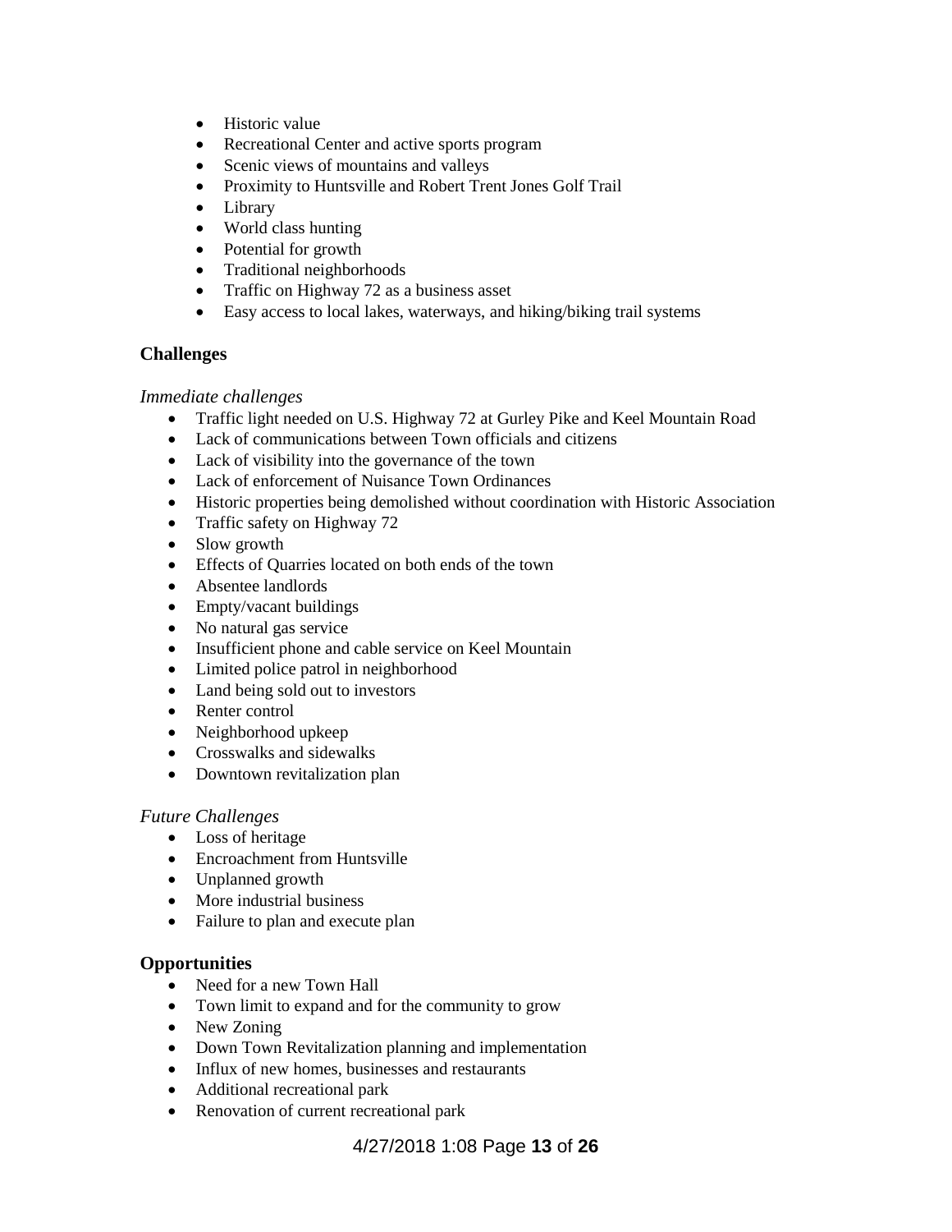- Historic value
- Recreational Center and active sports program
- Scenic views of mountains and valleys
- Proximity to Huntsville and Robert Trent Jones Golf Trail
- Library
- World class hunting
- Potential for growth
- Traditional neighborhoods
- Traffic on Highway 72 as a business asset
- Easy access to local lakes, waterways, and hiking/biking trail systems

### Challenges

*Immediate challenges*

- Traffic light needed on U.S. Highway 72 at Gurley Pike and Keel Mountain Road
- Lack of communications between Town officials and citizens
- Lack of visibility into the governance of the town
- Lack of enforcement of Nuisance Town Ordinances
- Historic properties being demolished without coordination with Historic Association
- Traffic safety on Highway 72
- Slow growth
- Effects of Quarries located on both ends of the town
- Absentee landlords
- Empty/vacant buildings
- No natural gas service
- Insufficient phone and cable service on Keel Mountain
- Limited police patrol in neighborhood
- Land being sold out to investors
- Renter control
- Neighborhood upkeep
- Crosswalks and sidewalks
- Downtown revitalization plan

*Future Challenges*

- Loss of heritage
- Encroachment from Huntsville
- Unplanned growth
- More industrial business
- Failure to plan and execute plan

### Opportunities

- Need for a new Town Hall
- Town limit to expand and for the community to grow
- New Zoning
- Down Town Revitalization planning and implementation
- Influx of new homes, businesses and restaurants
- Additional recreational park
- Renovation of current recreational park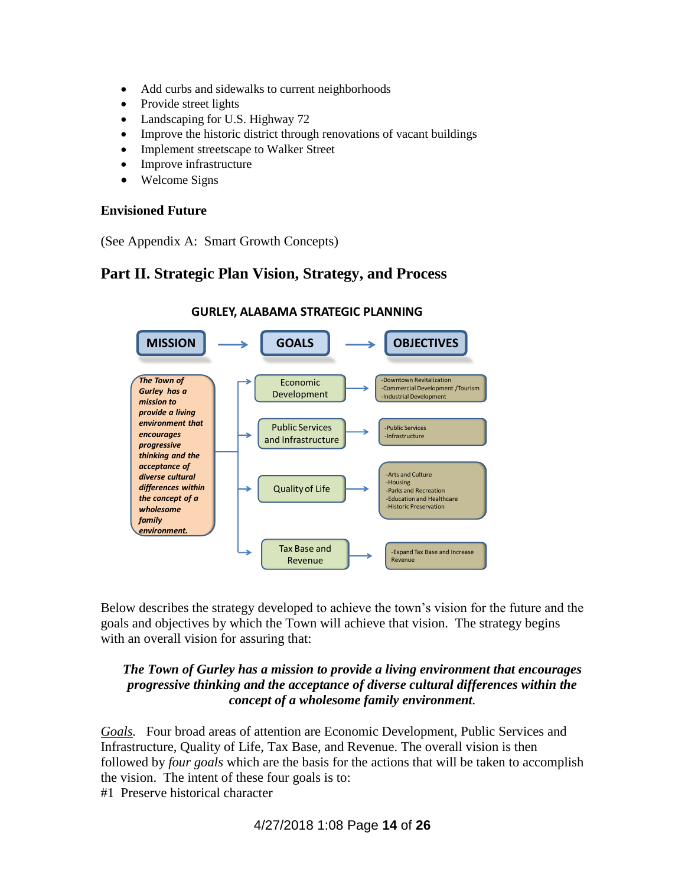- Add curbs and sidewalks to current neighborhoods
- Provide street lights
- Landscaping for U.S. Highway 72
- Improve the historic district through renovations of vacant buildings
- Implement streetscape to Walker Street
- Improve infrastructure
- Welcome Signs

### Envisioned Future

(See Appendix A: Smart Growth Concepts)

## Part II. Strategic Plan Vision, Strategy, and Process

**GURLEY, ALABAMA STRATEGIC PLANNING**

| MISSION | GOALS | OBJECTIVES |
|---|---|---|
| *The Town of Gurley has a mission to provide a living environment that encourages progressive thinking and the acceptance of diverse cultural differences within the concept of a wholesome family environment.* | Economic Development | -Downtown Revitalization<br>-Commercial Development /Tourism<br>-Industrial Development |
| | Public Services and Infrastructure | -Public Services<br>-Infrastructure |
| | Quality of Life | -Arts and Culture<br>-Housing<br>-Parks and Recreation<br>-Education and Healthcare<br>-Historic Preservation |
| | Tax Base and Revenue | -Expand Tax Base and Increase Revenue |

Below describes the strategy developed to achieve the town's vision for the future and the goals and objectives by which the Town will achieve that vision. The strategy begins with an overall vision for assuring that:

> ***The Town of Gurley has a mission to provide a living environment that encourages progressive thinking and the acceptance of diverse cultural differences within the concept of a wholesome family environment.***

*Goals.* Four broad areas of attention are Economic Development, Public Services and Infrastructure, Quality of Life, Tax Base, and Revenue. The overall vision is then followed by *four goals* which are the basis for the actions that will be taken to accomplish the vision. The intent of these four goals is to:

#1 Preserve historical character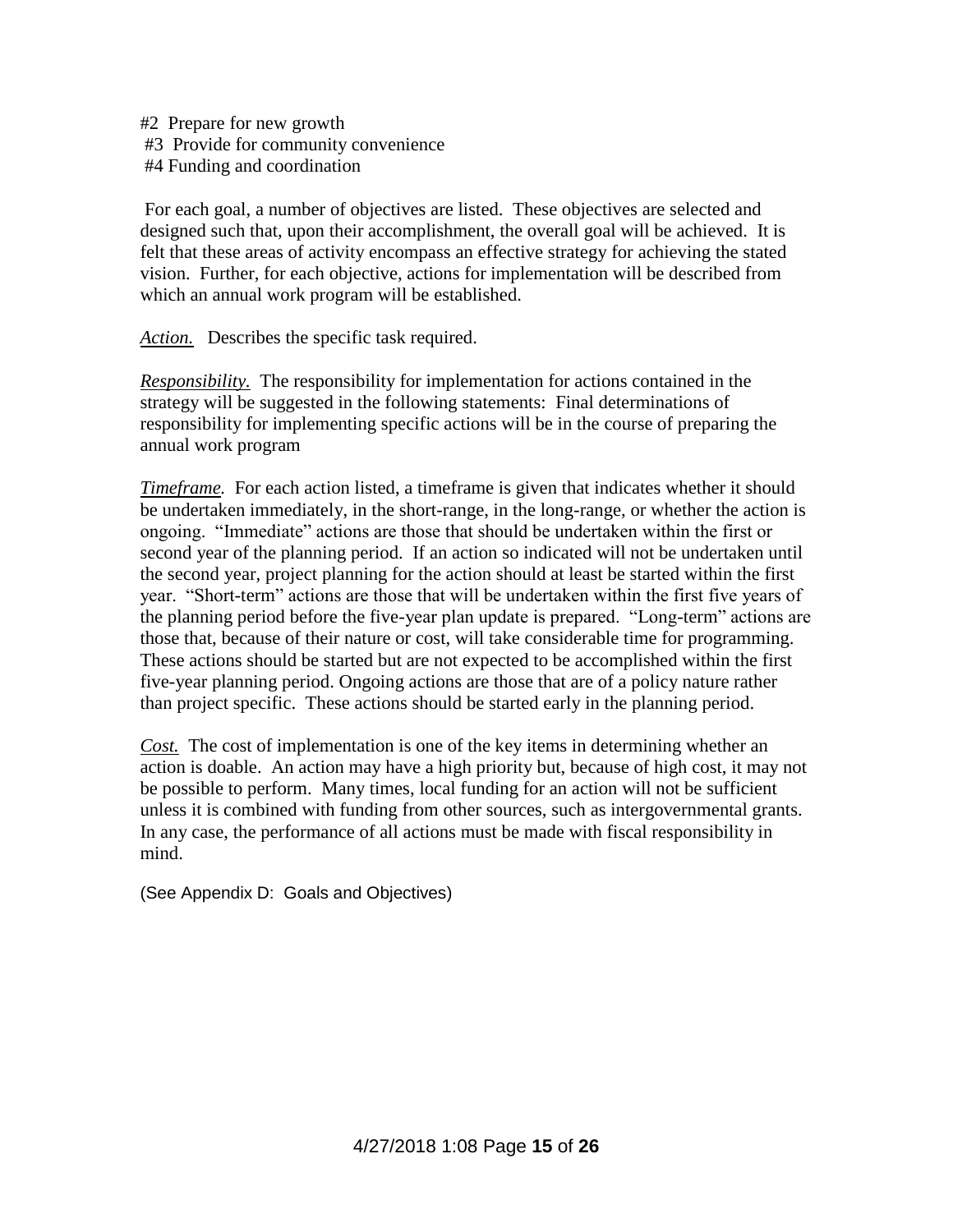#2 Prepare for new growth
#3 Provide for community convenience
#4 Funding and coordination

For each goal, a number of objectives are listed. These objectives are selected and designed such that, upon their accomplishment, the overall goal will be achieved. It is felt that these areas of activity encompass an effective strategy for achieving the stated vision. Further, for each objective, actions for implementation will be described from which an annual work program will be established.

*Action.* Describes the specific task required.

*Responsibility.* The responsibility for implementation for actions contained in the strategy will be suggested in the following statements: Final determinations of responsibility for implementing specific actions will be in the course of preparing the annual work program

*Timeframe.* For each action listed, a timeframe is given that indicates whether it should be undertaken immediately, in the short-range, in the long-range, or whether the action is ongoing. "Immediate" actions are those that should be undertaken within the first or second year of the planning period. If an action so indicated will not be undertaken until the second year, project planning for the action should at least be started within the first year. "Short-term" actions are those that will be undertaken within the first five years of the planning period before the five-year plan update is prepared. "Long-term" actions are those that, because of their nature or cost, will take considerable time for programming. These actions should be started but are not expected to be accomplished within the first five-year planning period. Ongoing actions are those that are of a policy nature rather than project specific. These actions should be started early in the planning period.

*Cost.* The cost of implementation is one of the key items in determining whether an action is doable. An action may have a high priority but, because of high cost, it may not be possible to perform. Many times, local funding for an action will not be sufficient unless it is combined with funding from other sources, such as intergovernmental grants. In any case, the performance of all actions must be made with fiscal responsibility in mind.

(See Appendix D: Goals and Objectives)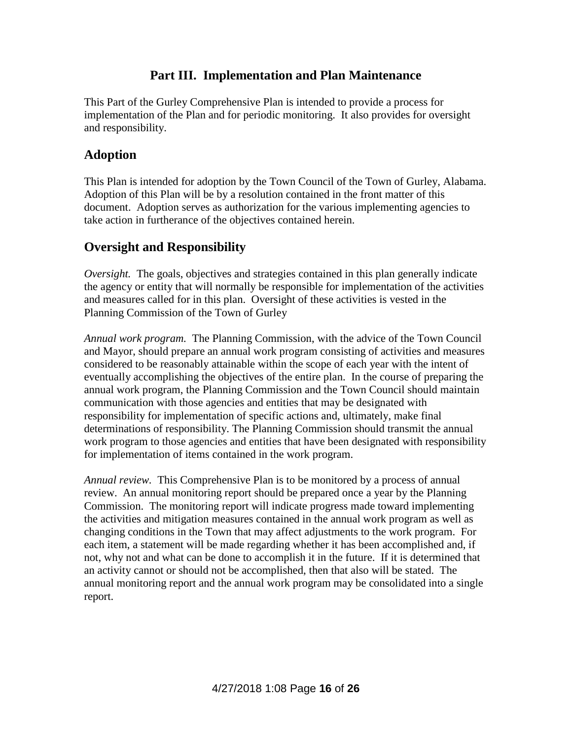# Part III. Implementation and Plan Maintenance

This Part of the Gurley Comprehensive Plan is intended to provide a process for implementation of the Plan and for periodic monitoring. It also provides for oversight and responsibility.

## Adoption

This Plan is intended for adoption by the Town Council of the Town of Gurley, Alabama. Adoption of this Plan will be by a resolution contained in the front matter of this document. Adoption serves as authorization for the various implementing agencies to take action in furtherance of the objectives contained herein.

## Oversight and Responsibility

*Oversight.* The goals, objectives and strategies contained in this plan generally indicate the agency or entity that will normally be responsible for implementation of the activities and measures called for in this plan. Oversight of these activities is vested in the Planning Commission of the Town of Gurley

*Annual work program.* The Planning Commission, with the advice of the Town Council and Mayor, should prepare an annual work program consisting of activities and measures considered to be reasonably attainable within the scope of each year with the intent of eventually accomplishing the objectives of the entire plan. In the course of preparing the annual work program, the Planning Commission and the Town Council should maintain communication with those agencies and entities that may be designated with responsibility for implementation of specific actions and, ultimately, make final determinations of responsibility. The Planning Commission should transmit the annual work program to those agencies and entities that have been designated with responsibility for implementation of items contained in the work program.

*Annual review.* This Comprehensive Plan is to be monitored by a process of annual review. An annual monitoring report should be prepared once a year by the Planning Commission. The monitoring report will indicate progress made toward implementing the activities and mitigation measures contained in the annual work program as well as changing conditions in the Town that may affect adjustments to the work program. For each item, a statement will be made regarding whether it has been accomplished and, if not, why not and what can be done to accomplish it in the future. If it is determined that an activity cannot or should not be accomplished, then that also will be stated. The annual monitoring report and the annual work program may be consolidated into a single report.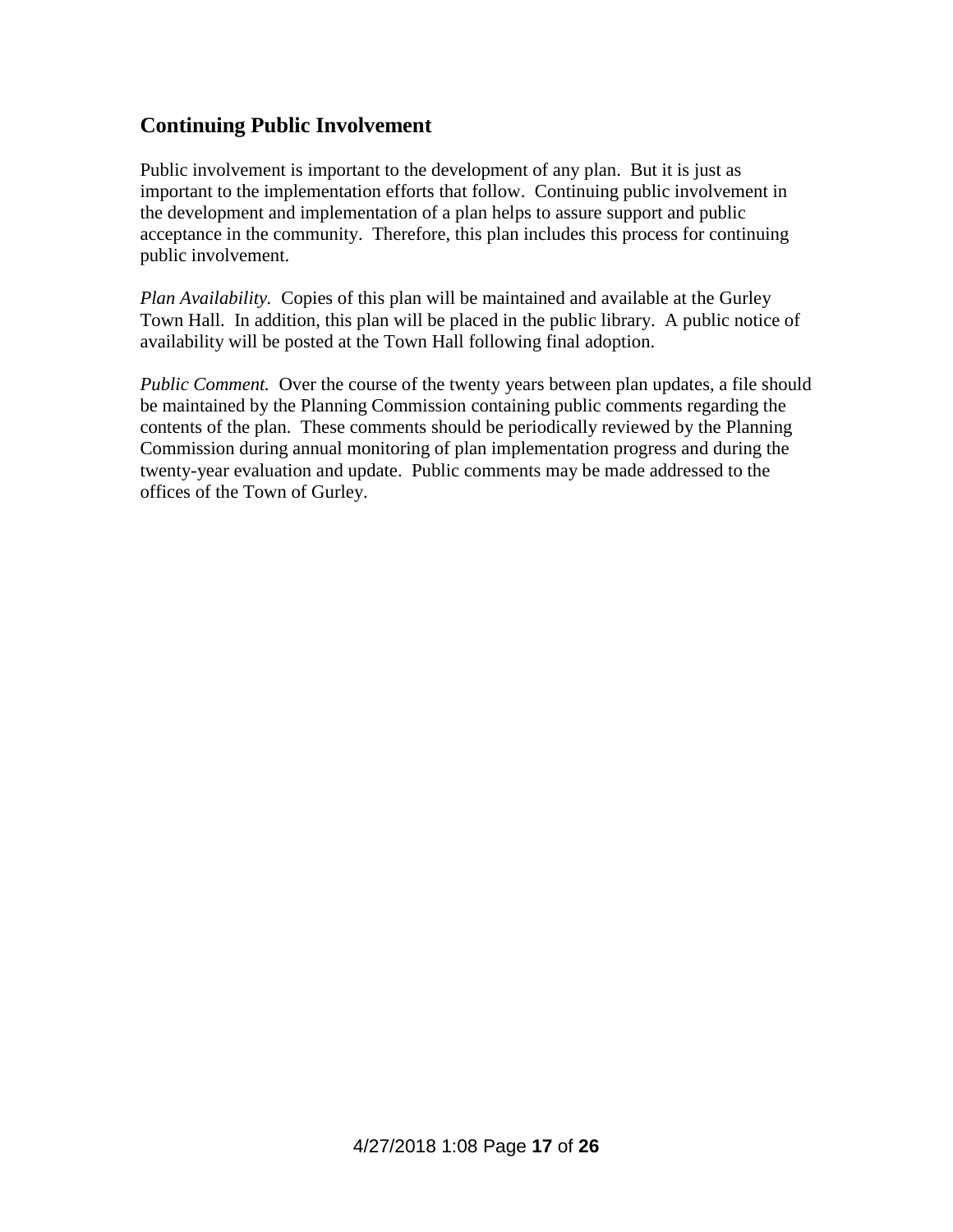## Continuing Public Involvement

Public involvement is important to the development of any plan. But it is just as important to the implementation efforts that follow. Continuing public involvement in the development and implementation of a plan helps to assure support and public acceptance in the community. Therefore, this plan includes this process for continuing public involvement.

*Plan Availability.* Copies of this plan will be maintained and available at the Gurley Town Hall. In addition, this plan will be placed in the public library. A public notice of availability will be posted at the Town Hall following final adoption.

*Public Comment.* Over the course of the twenty years between plan updates, a file should be maintained by the Planning Commission containing public comments regarding the contents of the plan. These comments should be periodically reviewed by the Planning Commission during annual monitoring of plan implementation progress and during the twenty-year evaluation and update. Public comments may be made addressed to the offices of the Town of Gurley.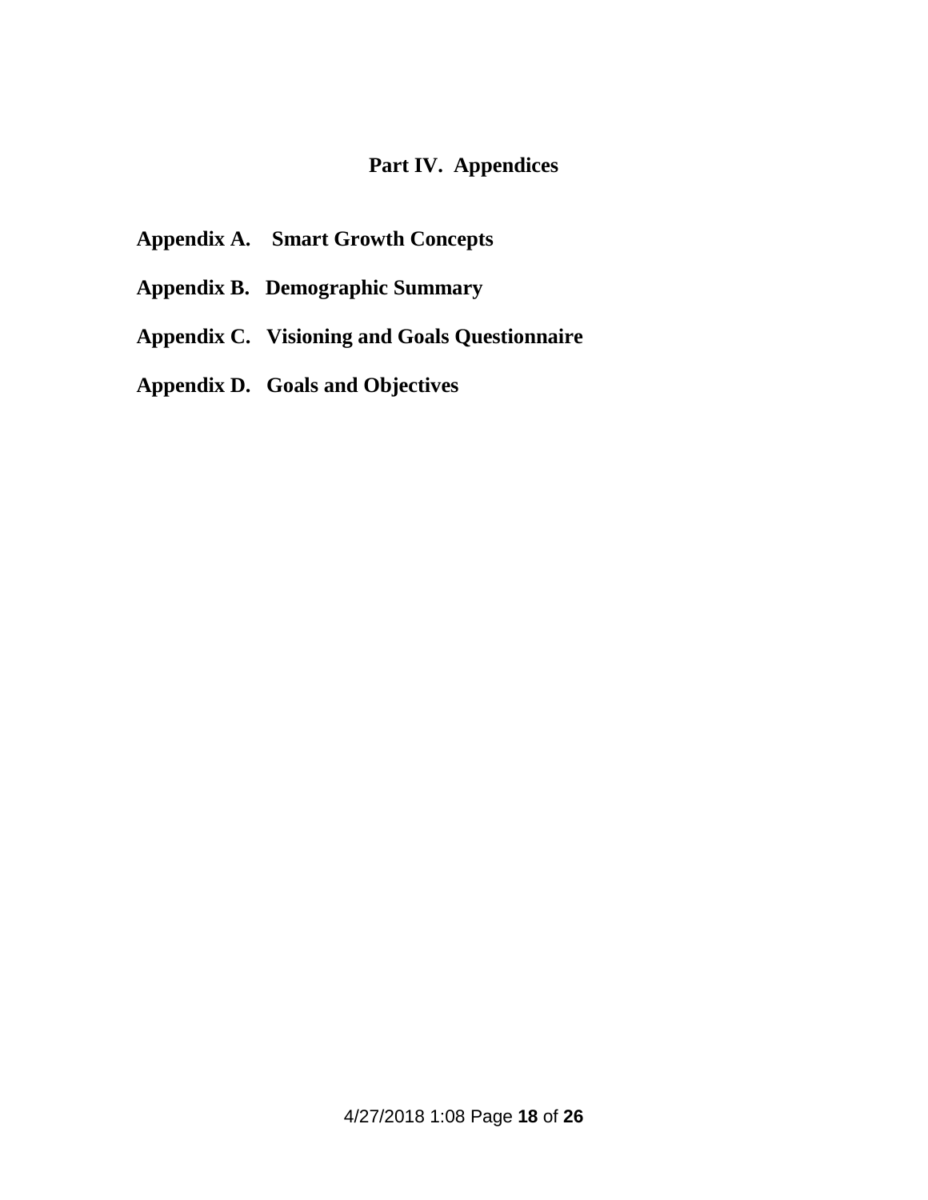# Part IV. Appendices

**Appendix A. Smart Growth Concepts**

**Appendix B. Demographic Summary**

**Appendix C. Visioning and Goals Questionnaire**

**Appendix D. Goals and Objectives**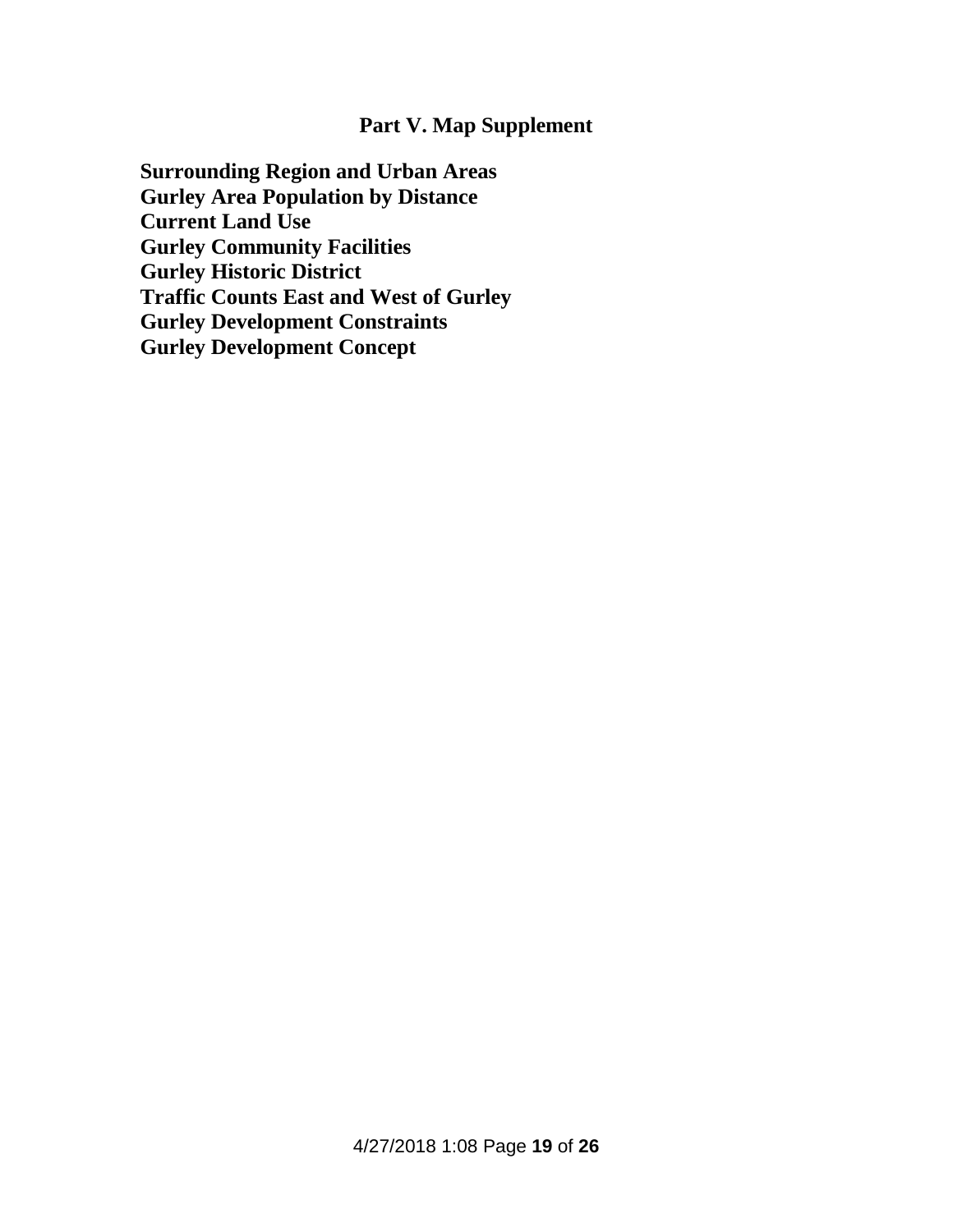## Part V. Map Supplement

**Surrounding Region and Urban Areas**
**Gurley Area Population by Distance**
**Current Land Use**
**Gurley Community Facilities**
**Gurley Historic District**
**Traffic Counts East and West of Gurley**
**Gurley Development Constraints**
**Gurley Development Concept**